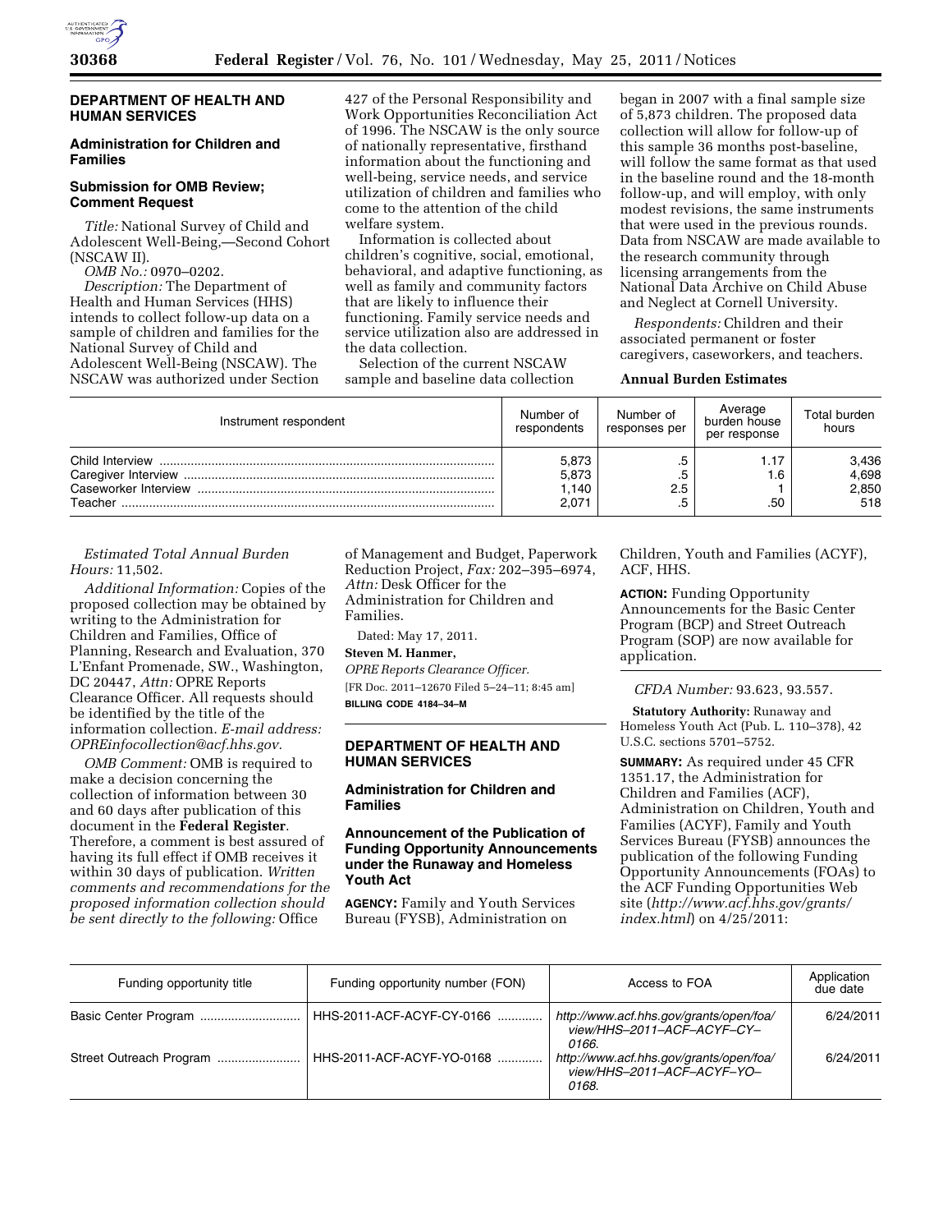## DEPARTMENT OF HEALTH AND HUMAN SERVICES

### Administration for Children and Families

### Submission for OMB Review; Comment Request

*Title:* National Survey of Child and Adolescent Well-Being,—Second Cohort (NSCAW II).

*OMB No.:* 0970–0202.

*Description:* The Department of Health and Human Services (HHS) intends to collect follow-up data on a sample of children and families for the National Survey of Child and Adolescent Well-Being (NSCAW). The NSCAW was authorized under Section 427 of the Personal Responsibility and Work Opportunities Reconciliation Act of 1996. The NSCAW is the only source of nationally representative, firsthand information about the functioning and well-being, service needs, and service utilization of children and families who come to the attention of the child welfare system.

Information is collected about children's cognitive, social, emotional, behavioral, and adaptive functioning, as well as family and community factors that are likely to influence their functioning. Family service needs and service utilization also are addressed in the data collection.

Selection of the current NSCAW sample and baseline data collection began in 2007 with a final sample size of 5,873 children. The proposed data collection will allow for follow-up of this sample 36 months post-baseline, will follow the same format as that used in the baseline round and the 18-month follow-up, and will employ, with only modest revisions, the same instruments that were used in the previous rounds. Data from NSCAW are made available to the research community through licensing arrangements from the National Data Archive on Child Abuse and Neglect at Cornell University.

*Respondents:* Children and their associated permanent or foster caregivers, caseworkers, and teachers.

**Annual Burden Estimates**

| Instrument respondent | Number of respondents | Number of responses per | Average burden house per response | Total burden hours |
|---|---|---|---|---|
| Child Interview | 5,873 | .5 | 1.17 | 3,436 |
| Caregiver Interview | 5,873 | .5 | 1.6 | 4,698 |
| Caseworker Interview | 1,140 | 2.5 | 1 | 2,850 |
| Teacher | 2,071 | .5 | .50 | 518 |

*Estimated Total Annual Burden Hours:* 11,502.

*Additional Information:* Copies of the proposed collection may be obtained by writing to the Administration for Children and Families, Office of Planning, Research and Evaluation, 370 L'Enfant Promenade, SW., Washington, DC 20447, *Attn:* OPRE Reports Clearance Officer. All requests should be identified by the title of the information collection. *E-mail address: OPREinfocollection@acf.hhs.gov.*

*OMB Comment:* OMB is required to make a decision concerning the collection of information between 30 and 60 days after publication of this document in the **Federal Register**. Therefore, a comment is best assured of having its full effect if OMB receives it within 30 days of publication. *Written comments and recommendations for the proposed information collection should be sent directly to the following:* Office of Management and Budget, Paperwork Reduction Project, *Fax:* 202–395–6974, *Attn:* Desk Officer for the Administration for Children and Families.

Dated: May 17, 2011.

**Steven M. Hanmer,**

*OPRE Reports Clearance Officer.*

[FR Doc. 2011–12670 Filed 5–24–11; 8:45 am]

**BILLING CODE 4184–34–M**

## DEPARTMENT OF HEALTH AND HUMAN SERVICES

### Administration for Children and Families

### Announcement of the Publication of Funding Opportunity Announcements under the Runaway and Homeless Youth Act

**AGENCY:** Family and Youth Services Bureau (FYSB), Administration on Children, Youth and Families (ACYF), ACF, HHS.

**ACTION:** Funding Opportunity Announcements for the Basic Center Program (BCP) and Street Outreach Program (SOP) are now available for application.

*CFDA Number:* 93.623, 93.557.

**Statutory Authority:** Runaway and Homeless Youth Act (Pub. L. 110–378), 42 U.S.C. sections 5701–5752.

**SUMMARY:** As required under 45 CFR 1351.17, the Administration for Children and Families (ACF), Administration on Children, Youth and Families (ACYF), Family and Youth Services Bureau (FYSB) announces the publication of the following Funding Opportunity Announcements (FOAs) to the ACF Funding Opportunities Web site (*http://www.acf.hhs.gov/grants/index.html*) on 4/25/2011:

| Funding opportunity title | Funding opportunity number (FON) | Access to FOA | Application due date |
|---|---|---|---|
| Basic Center Program | HHS-2011-ACF-ACYF-CY-0166 | *http://www.acf.hhs.gov/grants/open/foa/view/HHS–2011–ACF–ACYF–CY–0166.* | 6/24/2011 |
| Street Outreach Program | HHS-2011-ACF-ACYF-YO-0168 | *http://www.acf.hhs.gov/grants/open/foa/view/HHS–2011–ACF–ACYF–YO–0168.* | 6/24/2011 |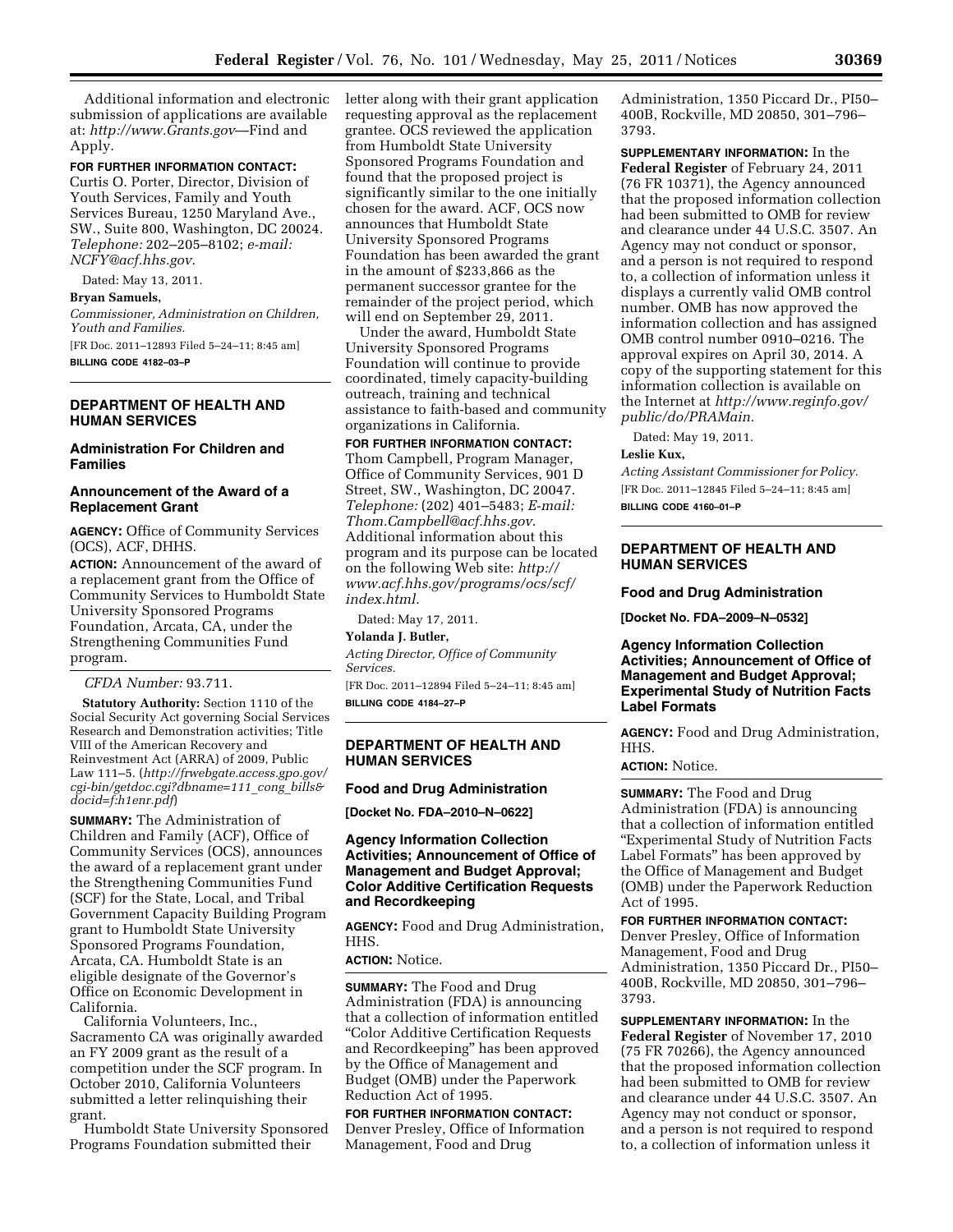Additional information and electronic submission of applications are available at: *http://www.Grants.gov*—Find and Apply.

**FOR FURTHER INFORMATION CONTACT:** Curtis O. Porter, Director, Division of Youth Services, Family and Youth Services Bureau, 1250 Maryland Ave., SW., Suite 800, Washington, DC 20024. *Telephone:* 202–205–8102; *e-mail: NCFY@acf.hhs.gov.*

Dated: May 13, 2011.

**Bryan Samuels,**

*Commissioner, Administration on Children, Youth and Families.*

[FR Doc. 2011–12893 Filed 5–24–11; 8:45 am]

**BILLING CODE 4182–03–P**

## DEPARTMENT OF HEALTH AND HUMAN SERVICES

### Administration For Children and Families

### Announcement of the Award of a Replacement Grant

**AGENCY:** Office of Community Services (OCS), ACF, DHHS.

**ACTION:** Announcement of the award of a replacement grant from the Office of Community Services to Humboldt State University Sponsored Programs Foundation, Arcata, CA, under the Strengthening Communities Fund program.

*CFDA Number:* 93.711.

**Statutory Authority:** Section 1110 of the Social Security Act governing Social Services Research and Demonstration activities; Title VIII of the American Recovery and Reinvestment Act (ARRA) of 2009, Public Law 111–5. (*http://frwebgate.access.gpo.gov/cgi-bin/getdoc.cgi?dbname=111_cong_bills&docid=f:h1enr.pdf*)

**SUMMARY:** The Administration of Children and Family (ACF), Office of Community Services (OCS), announces the award of a replacement grant under the Strengthening Communities Fund (SCF) for the State, Local, and Tribal Government Capacity Building Program grant to Humboldt State University Sponsored Programs Foundation, Arcata, CA. Humboldt State is an eligible designate of the Governor's Office on Economic Development in California.

California Volunteers, Inc., Sacramento CA was originally awarded an FY 2009 grant as the result of a competition under the SCF program. In October 2010, California Volunteers submitted a letter relinquishing their grant.

Humboldt State University Sponsored Programs Foundation submitted their letter along with their grant application requesting approval as the replacement grantee. OCS reviewed the application from Humboldt State University Sponsored Programs Foundation and found that the proposed project is significantly similar to the one initially chosen for the award. ACF, OCS now announces that Humboldt State University Sponsored Programs Foundation has been awarded the grant in the amount of $233,866 as the permanent successor grantee for the remainder of the project period, which will end on September 29, 2011.

Under the award, Humboldt State University Sponsored Programs Foundation will continue to provide coordinated, timely capacity-building outreach, training and technical assistance to faith-based and community organizations in California.

**FOR FURTHER INFORMATION CONTACT:** Thom Campbell, Program Manager, Office of Community Services, 901 D Street, SW., Washington, DC 20047. *Telephone:* (202) 401–5483; *E-mail: Thom.Campbell@acf.hhs.gov*. Additional information about this program and its purpose can be located on the following Web site: *http://www.acf.hhs.gov/programs/ocs/scf/index.html.*

Dated: May 17, 2011.

**Yolanda J. Butler,**

*Acting Director, Office of Community Services.*

[FR Doc. 2011–12894 Filed 5–24–11; 8:45 am]

**BILLING CODE 4184–27–P**

## DEPARTMENT OF HEALTH AND HUMAN SERVICES

### Food and Drug Administration

**[Docket No. FDA–2010–N–0622]**

### Agency Information Collection Activities; Announcement of Office of Management and Budget Approval; Color Additive Certification Requests and Recordkeeping

**AGENCY:** Food and Drug Administration, HHS.

**ACTION:** Notice.

**SUMMARY:** The Food and Drug Administration (FDA) is announcing that a collection of information entitled "Color Additive Certification Requests and Recordkeeping" has been approved by the Office of Management and Budget (OMB) under the Paperwork Reduction Act of 1995.

**FOR FURTHER INFORMATION CONTACT:** Denver Presley, Office of Information Management, Food and Drug Administration, 1350 Piccard Dr., PI50–400B, Rockville, MD 20850, 301–796–3793.

**SUPPLEMENTARY INFORMATION:** In the **Federal Register** of February 24, 2011 (76 FR 10371), the Agency announced that the proposed information collection had been submitted to OMB for review and clearance under 44 U.S.C. 3507. An Agency may not conduct or sponsor, and a person is not required to respond to, a collection of information unless it displays a currently valid OMB control number. OMB has now approved the information collection and has assigned OMB control number 0910–0216. The approval expires on April 30, 2014. A copy of the supporting statement for this information collection is available on the Internet at *http://www.reginfo.gov/public/do/PRAMain.*

Dated: May 19, 2011.

**Leslie Kux,**

*Acting Assistant Commissioner for Policy.*

[FR Doc. 2011–12845 Filed 5–24–11; 8:45 am]

**BILLING CODE 4160–01–P**

## DEPARTMENT OF HEALTH AND HUMAN SERVICES

### Food and Drug Administration

**[Docket No. FDA–2009–N–0532]**

### Agency Information Collection Activities; Announcement of Office of Management and Budget Approval; Experimental Study of Nutrition Facts Label Formats

**AGENCY:** Food and Drug Administration, HHS.

**ACTION:** Notice.

**SUMMARY:** The Food and Drug Administration (FDA) is announcing that a collection of information entitled "Experimental Study of Nutrition Facts Label Formats" has been approved by the Office of Management and Budget (OMB) under the Paperwork Reduction Act of 1995.

**FOR FURTHER INFORMATION CONTACT:** Denver Presley, Office of Information Management, Food and Drug Administration, 1350 Piccard Dr., PI50–400B, Rockville, MD 20850, 301–796–3793.

**SUPPLEMENTARY INFORMATION:** In the **Federal Register** of November 17, 2010 (75 FR 70266), the Agency announced that the proposed information collection had been submitted to OMB for review and clearance under 44 U.S.C. 3507. An Agency may not conduct or sponsor, and a person is not required to respond to, a collection of information unless it